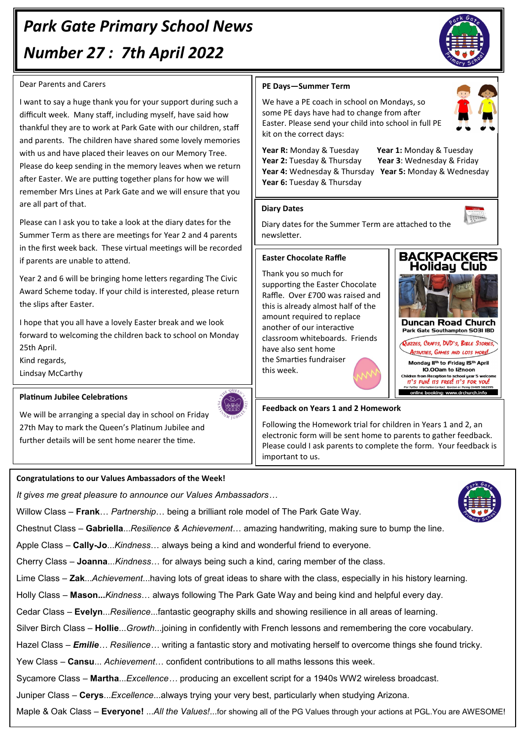# Park Gate Primary School News

# Number 27 : 7th April 2022

Dear Parents and Carers

I want to say a huge thank you for your support during such a difficult week. Many staff, including myself, have said how thankful they are to work at Park Gate with our children, staff and parents. The children have shared some lovely memories with us and have placed their leaves on our Memory Tree. Please do keep sending in the memory leaves when we return after Easter. We are putting together plans for how we will remember Mrs Lines at Park Gate and we will ensure that you are all part of that.

Please can I ask you to take a look at the diary dates for the Summer Term as there are meetings for Year 2 and 4 parents in the first week back. These virtual meetings will be recorded if parents are unable to attend.

Year 2 and 6 will be bringing home letters regarding The Civic Award Scheme today. If your child is interested, please return the slips after Easter.

I hope that you all have a lovely Easter break and we look forward to welcoming the children back to school on Monday 25th April.

Kind regards,

Lindsay McCarthy

### Platinum Jubilee Celebrations

We will be arranging a special day in school on Friday 27th May to mark the Queen's Platinum Jubilee and further details will be sent home nearer the time.

### PE Days—Summer Term

We have a PE coach in school on Mondays, so some PE days have had to change from after Easter. Please send your child into school in full PE kit on the correct days:

**Year R:** Monday & Tuesday
**Year 1:** Monday & Tuesday
**Year 2:** Tuesday & Thursday
**Year 3**: Wednesday & Friday
**Year 4:** Wednesday & Thursday
**Year 5:** Monday & Wednesday
**Year 6:** Tuesday & Thursday

### Diary Dates

Diary dates for the Summer Term are attached to the newsletter.

### Easter Chocolate Raffle

Thank you so much for supporting the Easter Chocolate Raffle. Over £700 was raised and this is already almost half of the amount required to replace another of our interactive classroom whiteboards. Friends have also sent home the Smarties fundraiser this week.

**BACKPACKERS Holiday Club**

**Duncan Road Church**
Park Gate Southampton SO31 1BD

Quizzes, Crafts, DVD's, Bible Stories, Activities, Games and lots more!

Monday 11th to Friday 15th April
10.00am to 12noon
Children from Reception to school year 5 welcome
It's fun! Its free! It's for you!
For further information contact Gordon or Penny 01489 582395
online booking: www.drchurch.info

### Feedback on Years 1 and 2 Homework

Following the Homework trial for children in Years 1 and 2, an electronic form will be sent home to parents to gather feedback. Please could I ask parents to complete the form. Your feedback is important to us.

### Congratulations to our Values Ambassadors of the Week!

*It gives me great pleasure to announce our Values Ambassadors…*

Willow Class – **Frank**… *Partnership*… being a brilliant role model of The Park Gate Way.

Chestnut Class – **Gabriella**...*Resilience & Achievement*… amazing handwriting, making sure to bump the line.

Apple Class – **Cally-Jo**...*Kindness*… always being a kind and wonderful friend to everyone.

Cherry Class – **Joanna**...*Kindness*… for always being such a kind, caring member of the class.

Lime Class – **Zak**...*Achievement*...having lots of great ideas to share with the class, especially in his history learning.

Holly Class – **Mason...***Kindness*… always following The Park Gate Way and being kind and helpful every day.

Cedar Class – **Evelyn**...*Resilience*...fantastic geography skills and showing resilience in all areas of learning.

Silver Birch Class – **Hollie**...*Growth*...joining in confidently with French lessons and remembering the core vocabulary.

Hazel Class – ***Emilie****… Resilience…* writing a fantastic story and motivating herself to overcome things she found tricky.

Yew Class – **Cansu**... *Achievement*… confident contributions to all maths lessons this week.

Sycamore Class – **Martha**...*Excellence…* producing an excellent script for a 1940s WW2 wireless broadcast.

Juniper Class – **Cerys**...*Excellence*...always trying your very best, particularly when studying Arizona.

Maple & Oak Class – **Everyone!** ...*All the Values!*...for showing all of the PG Values through your actions at PGL.You are AWESOME!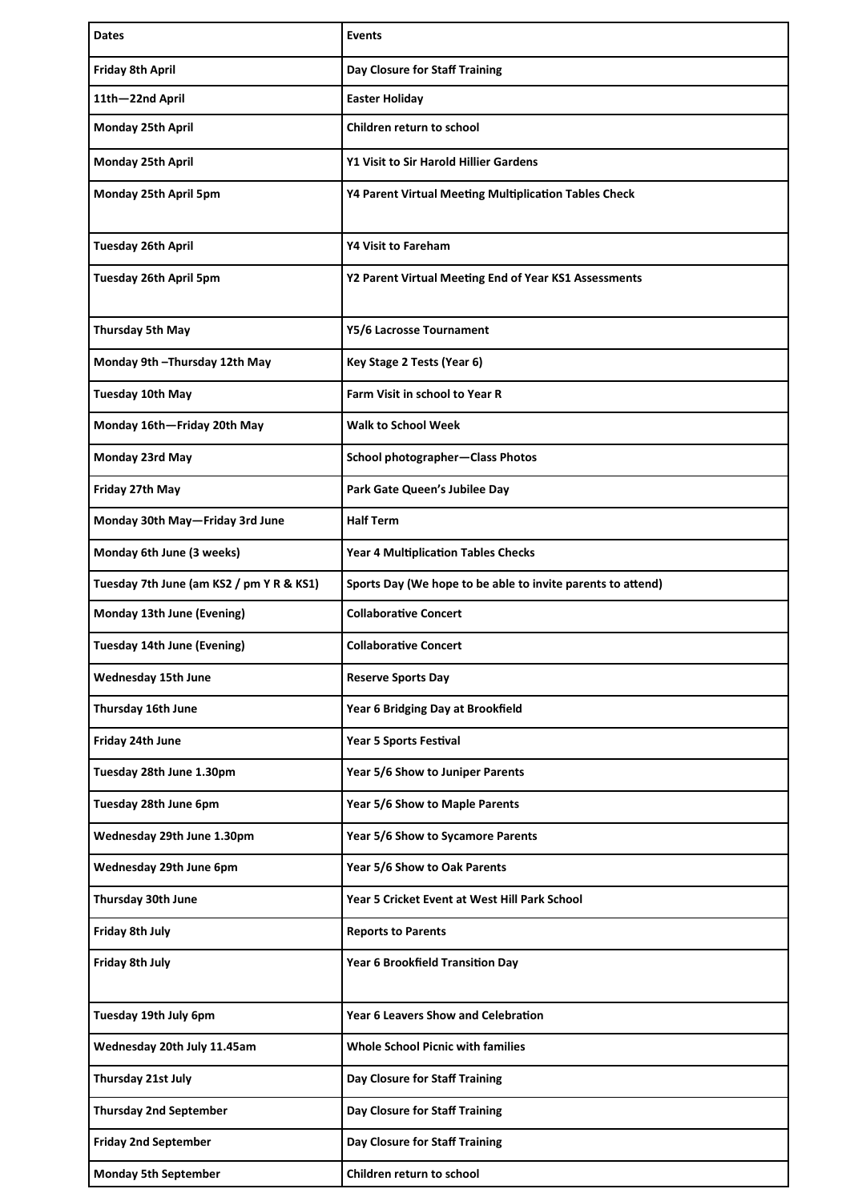| Dates | Events |
|---|---|
| Friday 8th April | Day Closure for Staff Training |
| 11th—22nd April | Easter Holiday |
| Monday 25th April | Children return to school |
| Monday 25th April | Y1 Visit to Sir Harold Hillier Gardens |
| Monday 25th April 5pm | Y4 Parent Virtual Meeting Multiplication Tables Check |
| Tuesday 26th April | Y4 Visit to Fareham |
| Tuesday 26th April 5pm | Y2 Parent Virtual Meeting End of Year KS1 Assessments |
| Thursday 5th May | Y5/6 Lacrosse Tournament |
| Monday 9th –Thursday 12th May | Key Stage 2 Tests (Year 6) |
| Tuesday 10th May | Farm Visit in school to Year R |
| Monday 16th—Friday 20th May | Walk to School Week |
| Monday 23rd May | School photographer—Class Photos |
| Friday 27th May | Park Gate Queen's Jubilee Day |
| Monday 30th May—Friday 3rd June | Half Term |
| Monday 6th June (3 weeks) | Year 4 Multiplication Tables Checks |
| Tuesday 7th June (am KS2 / pm Y R & KS1) | Sports Day (We hope to be able to invite parents to attend) |
| Monday 13th June (Evening) | Collaborative Concert |
| Tuesday 14th June (Evening) | Collaborative Concert |
| Wednesday 15th June | Reserve Sports Day |
| Thursday 16th June | Year 6 Bridging Day at Brookfield |
| Friday 24th June | Year 5 Sports Festival |
| Tuesday 28th June 1.30pm | Year 5/6 Show to Juniper Parents |
| Tuesday 28th June 6pm | Year 5/6 Show to Maple Parents |
| Wednesday 29th June 1.30pm | Year 5/6 Show to Sycamore Parents |
| Wednesday 29th June 6pm | Year 5/6 Show to Oak Parents |
| Thursday 30th June | Year 5 Cricket Event at West Hill Park School |
| Friday 8th July | Reports to Parents |
| Friday 8th July | Year 6 Brookfield Transition Day |
| Tuesday 19th July 6pm | Year 6 Leavers Show and Celebration |
| Wednesday 20th July 11.45am | Whole School Picnic with families |
| Thursday 21st July | Day Closure for Staff Training |
| Thursday 2nd September | Day Closure for Staff Training |
| Friday 2nd September | Day Closure for Staff Training |
| Monday 5th September | Children return to school |